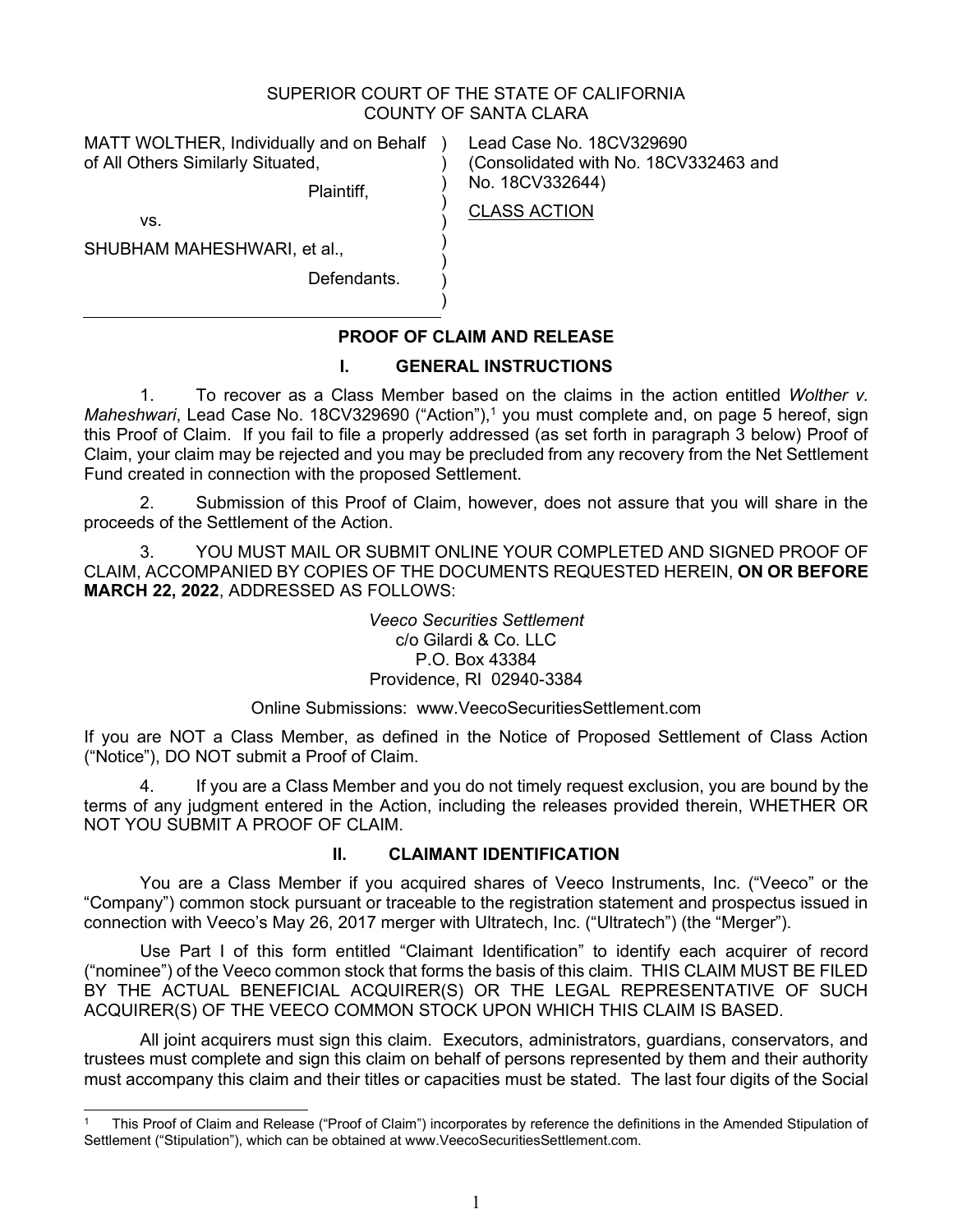SUPERIOR COURT OF THE STATE OF CALIFORNIA
COUNTY OF SANTA CLARA

| | | |
|---|---|---|
| MATT WOLTHER, Individually and on Behalf of All Others Similarly Situated, | ) | Lead Case No. 18CV329690 |
| | ) | (Consolidated with No. 18CV332463 and No. 18CV332644) |
| Plaintiff, | ) | |
| | ) | CLASS ACTION |
| vs. | ) | |
| SHUBHAM MAHESHWARI, et al., | ) | |
| Defendants. | ) | |

## PROOF OF CLAIM AND RELEASE

### I. GENERAL INSTRUCTIONS

1. To recover as a Class Member based on the claims in the action entitled *Wolther v. Maheshwari*, Lead Case No. 18CV329690 ("Action"),[1] you must complete and, on page 5 hereof, sign this Proof of Claim. If you fail to file a properly addressed (as set forth in paragraph 3 below) Proof of Claim, your claim may be rejected and you may be precluded from any recovery from the Net Settlement Fund created in connection with the proposed Settlement.

2. Submission of this Proof of Claim, however, does not assure that you will share in the proceeds of the Settlement of the Action.

3. YOU MUST MAIL OR SUBMIT ONLINE YOUR COMPLETED AND SIGNED PROOF OF CLAIM, ACCOMPANIED BY COPIES OF THE DOCUMENTS REQUESTED HEREIN, **ON OR BEFORE MARCH 22, 2022**, ADDRESSED AS FOLLOWS:

*Veeco Securities Settlement*
c/o Gilardi & Co. LLC
P.O. Box 43384
Providence, RI 02940-3384

Online Submissions: www.VeecoSecuritiesSettlement.com

If you are NOT a Class Member, as defined in the Notice of Proposed Settlement of Class Action ("Notice"), DO NOT submit a Proof of Claim.

4. If you are a Class Member and you do not timely request exclusion, you are bound by the terms of any judgment entered in the Action, including the releases provided therein, WHETHER OR NOT YOU SUBMIT A PROOF OF CLAIM.

### II. CLAIMANT IDENTIFICATION

You are a Class Member if you acquired shares of Veeco Instruments, Inc. ("Veeco" or the "Company") common stock pursuant or traceable to the registration statement and prospectus issued in connection with Veeco's May 26, 2017 merger with Ultratech, Inc. ("Ultratech") (the "Merger").

Use Part I of this form entitled "Claimant Identification" to identify each acquirer of record ("nominee") of the Veeco common stock that forms the basis of this claim. THIS CLAIM MUST BE FILED BY THE ACTUAL BENEFICIAL ACQUIRER(S) OR THE LEGAL REPRESENTATIVE OF SUCH ACQUIRER(S) OF THE VEECO COMMON STOCK UPON WHICH THIS CLAIM IS BASED.

All joint acquirers must sign this claim. Executors, administrators, guardians, conservators, and trustees must complete and sign this claim on behalf of persons represented by them and their authority must accompany this claim and their titles or capacities must be stated. The last four digits of the Social

[1] This Proof of Claim and Release ("Proof of Claim") incorporates by reference the definitions in the Amended Stipulation of Settlement ("Stipulation"), which can be obtained at www.VeecoSecuritiesSettlement.com.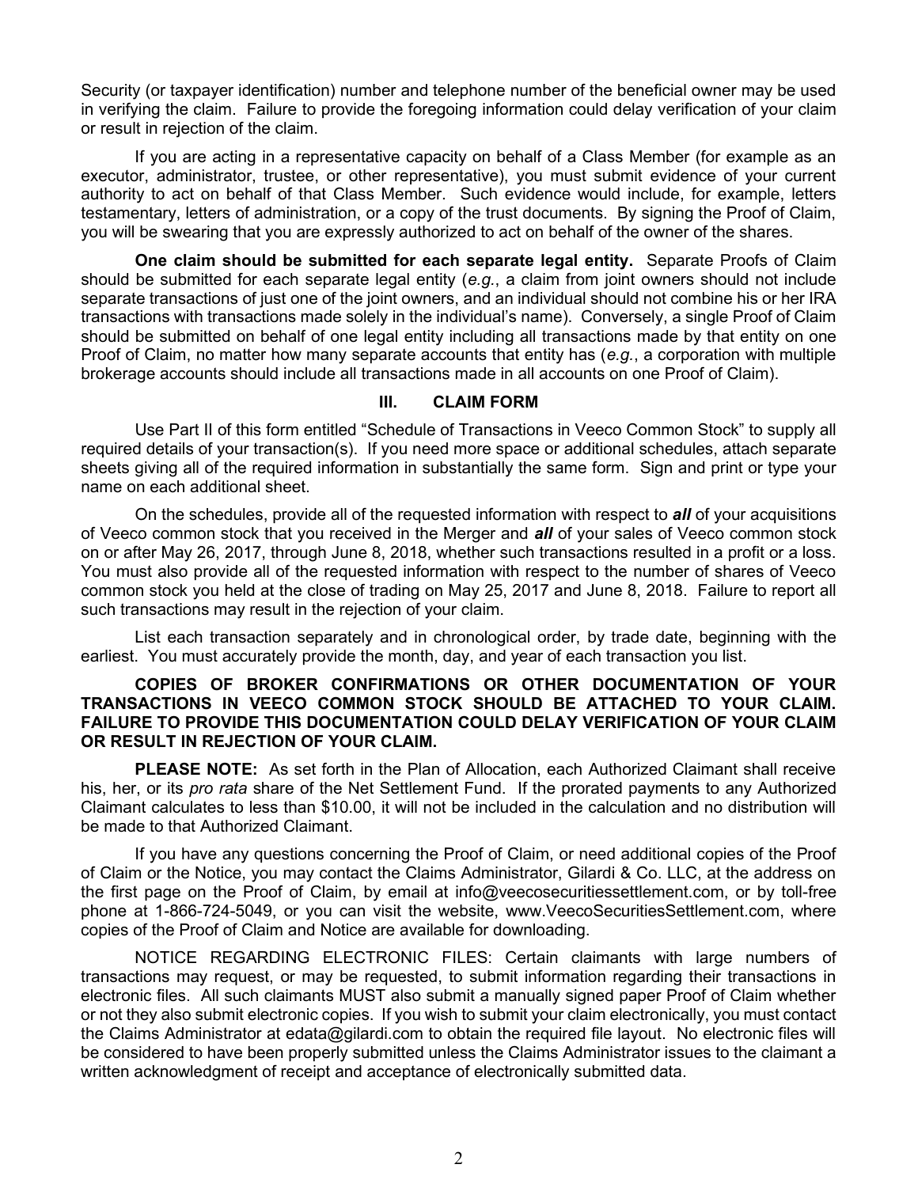Security (or taxpayer identification) number and telephone number of the beneficial owner may be used in verifying the claim. Failure to provide the foregoing information could delay verification of your claim or result in rejection of the claim.

If you are acting in a representative capacity on behalf of a Class Member (for example as an executor, administrator, trustee, or other representative), you must submit evidence of your current authority to act on behalf of that Class Member. Such evidence would include, for example, letters testamentary, letters of administration, or a copy of the trust documents. By signing the Proof of Claim, you will be swearing that you are expressly authorized to act on behalf of the owner of the shares.

**One claim should be submitted for each separate legal entity.** Separate Proofs of Claim should be submitted for each separate legal entity (*e.g.*, a claim from joint owners should not include separate transactions of just one of the joint owners, and an individual should not combine his or her IRA transactions with transactions made solely in the individual's name). Conversely, a single Proof of Claim should be submitted on behalf of one legal entity including all transactions made by that entity on one Proof of Claim, no matter how many separate accounts that entity has (*e.g.*, a corporation with multiple brokerage accounts should include all transactions made in all accounts on one Proof of Claim).

## III. CLAIM FORM

Use Part II of this form entitled "Schedule of Transactions in Veeco Common Stock" to supply all required details of your transaction(s). If you need more space or additional schedules, attach separate sheets giving all of the required information in substantially the same form. Sign and print or type your name on each additional sheet.

On the schedules, provide all of the requested information with respect to ***all*** of your acquisitions of Veeco common stock that you received in the Merger and ***all*** of your sales of Veeco common stock on or after May 26, 2017, through June 8, 2018, whether such transactions resulted in a profit or a loss. You must also provide all of the requested information with respect to the number of shares of Veeco common stock you held at the close of trading on May 25, 2017 and June 8, 2018. Failure to report all such transactions may result in the rejection of your claim.

List each transaction separately and in chronological order, by trade date, beginning with the earliest. You must accurately provide the month, day, and year of each transaction you list.

**COPIES OF BROKER CONFIRMATIONS OR OTHER DOCUMENTATION OF YOUR TRANSACTIONS IN VEECO COMMON STOCK SHOULD BE ATTACHED TO YOUR CLAIM. FAILURE TO PROVIDE THIS DOCUMENTATION COULD DELAY VERIFICATION OF YOUR CLAIM OR RESULT IN REJECTION OF YOUR CLAIM.**

**PLEASE NOTE:** As set forth in the Plan of Allocation, each Authorized Claimant shall receive his, her, or its *pro rata* share of the Net Settlement Fund. If the prorated payments to any Authorized Claimant calculates to less than $10.00, it will not be included in the calculation and no distribution will be made to that Authorized Claimant.

If you have any questions concerning the Proof of Claim, or need additional copies of the Proof of Claim or the Notice, you may contact the Claims Administrator, Gilardi & Co. LLC, at the address on the first page on the Proof of Claim, by email at info@veecosecuritiessettlement.com, or by toll-free phone at 1-866-724-5049, or you can visit the website, www.VeecoSecuritiesSettlement.com, where copies of the Proof of Claim and Notice are available for downloading.

NOTICE REGARDING ELECTRONIC FILES: Certain claimants with large numbers of transactions may request, or may be requested, to submit information regarding their transactions in electronic files. All such claimants MUST also submit a manually signed paper Proof of Claim whether or not they also submit electronic copies. If you wish to submit your claim electronically, you must contact the Claims Administrator at edata@gilardi.com to obtain the required file layout. No electronic files will be considered to have been properly submitted unless the Claims Administrator issues to the claimant a written acknowledgment of receipt and acceptance of electronically submitted data.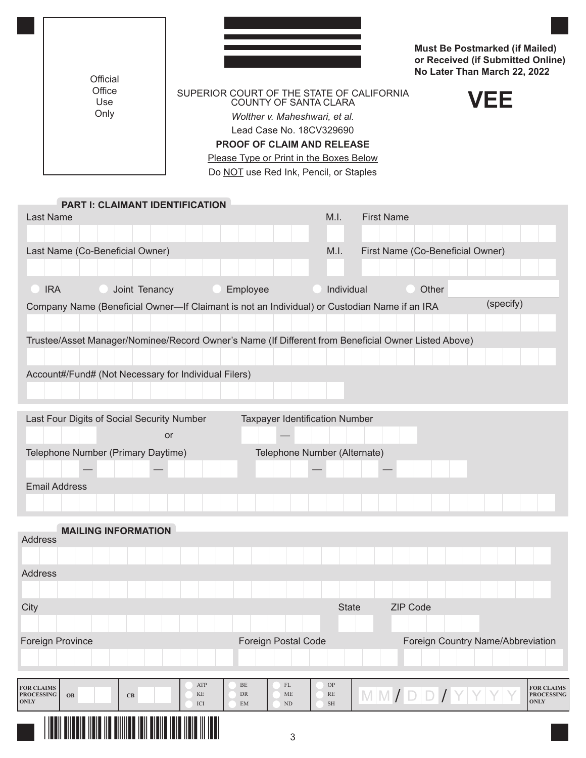Official Office Use Only

**Must Be Postmarked (if Mailed) or Received (if Submitted Online) No Later Than March 22, 2022**

# VEE

SUPERIOR COURT OF THE STATE OF CALIFORNIA
COUNTY OF SANTA CLARA

*Wolther v. Maheshwari, et al.*

Lead Case No. 18CV329690

**PROOF OF CLAIM AND RELEASE**

Please Type or Print in the Boxes Below

Do NOT use Red Ink, Pencil, or Staples

## PART I: CLAIMANT IDENTIFICATION

Last Name | M.I. | First Name

Last Name (Co-Beneficial Owner) | M.I. | First Name (Co-Beneficial Owner)

○ IRA ○ Joint Tenancy ○ Employee ○ Individual ○ Other ______ (specify)

Company Name (Beneficial Owner—If Claimant is not an Individual) or Custodian Name if an IRA

Trustee/Asset Manager/Nominee/Record Owner's Name (If Different from Beneficial Owner Listed Above)

Account#/Fund# (Not Necessary for Individual Filers)

Last Four Digits of Social Security Number or Taxpayer Identification Number

Telephone Number (Primary Daytime) | Telephone Number (Alternate)

Email Address

## MAILING INFORMATION

Address

Address

City | State | ZIP Code

Foreign Province | Foreign Postal Code | Foreign Country Name/Abbreviation

| FOR CLAIMS PROCESSING ONLY | OB | CB | ○ ATP ○ KE ○ ICI | ○ BE ○ DR ○ EM | ○ FL ○ ME ○ ND | ○ OP ○ RE ○ SH | MM/DD/YYYY | FOR CLAIMS PROCESSING ONLY |
|---|---|---|---|---|---|---|---|---|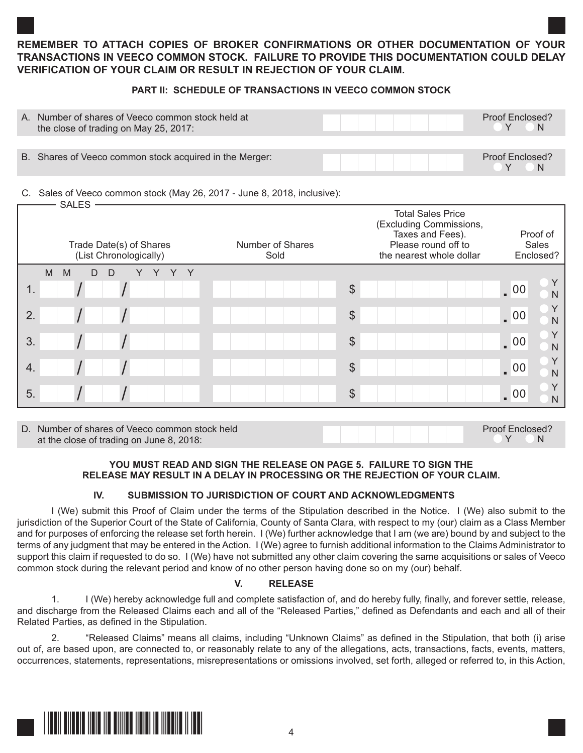**REMEMBER TO ATTACH COPIES OF BROKER CONFIRMATIONS OR OTHER DOCUMENTATION OF YOUR TRANSACTIONS IN VEECO COMMON STOCK. FAILURE TO PROVIDE THIS DOCUMENTATION COULD DELAY VERIFICATION OF YOUR CLAIM OR RESULT IN REJECTION OF YOUR CLAIM.**

### PART II: SCHEDULE OF TRANSACTIONS IN VEECO COMMON STOCK

A. Number of shares of Veeco common stock held at the close of trading on May 25, 2017: ______ Proof Enclosed? ○ Y ○ N

B. Shares of Veeco common stock acquired in the Merger: ______ Proof Enclosed? ○ Y ○ N

C. Sales of Veeco common stock (May 26, 2017 - June 8, 2018, inclusive):

SALES

| | Trade Date(s) of Shares (List Chronologically) MM / DD / YYYY | Number of Shares Sold | Total Sales Price (Excluding Commissions, Taxes and Fees). Please round off to the nearest whole dollar | Proof of Sales Enclosed? |
|---|---|---|---|---|
| 1. | / / | | $ .00 | ○ Y ○ N |
| 2. | / / | | $ .00 | ○ Y ○ N |
| 3. | / / | | $ .00 | ○ Y ○ N |
| 4. | / / | | $ .00 | ○ Y ○ N |
| 5. | / / | | $ .00 | ○ Y ○ N |

D. Number of shares of Veeco common stock held at the close of trading on June 8, 2018: ______ Proof Enclosed? ○ Y ○ N

**YOU MUST READ AND SIGN THE RELEASE ON PAGE 5. FAILURE TO SIGN THE RELEASE MAY RESULT IN A DELAY IN PROCESSING OR THE REJECTION OF YOUR CLAIM.**

### IV. SUBMISSION TO JURISDICTION OF COURT AND ACKNOWLEDGMENTS

I (We) submit this Proof of Claim under the terms of the Stipulation described in the Notice. I (We) also submit to the jurisdiction of the Superior Court of the State of California, County of Santa Clara, with respect to my (our) claim as a Class Member and for purposes of enforcing the release set forth herein. I (We) further acknowledge that I am (we are) bound by and subject to the terms of any judgment that may be entered in the Action. I (We) agree to furnish additional information to the Claims Administrator to support this claim if requested to do so. I (We) have not submitted any other claim covering the same acquisitions or sales of Veeco common stock during the relevant period and know of no other person having done so on my (our) behalf.

### V. RELEASE

1. I (We) hereby acknowledge full and complete satisfaction of, and do hereby fully, finally, and forever settle, release, and discharge from the Released Claims each and all of the "Released Parties," defined as Defendants and each and all of their Related Parties, as defined in the Stipulation.

2. "Released Claims" means all claims, including "Unknown Claims" as defined in the Stipulation, that both (i) arise out of, are based upon, are connected to, or reasonably relate to any of the allegations, acts, transactions, facts, events, matters, occurrences, statements, representations, misrepresentations or omissions involved, set forth, alleged or referred to, in this Action,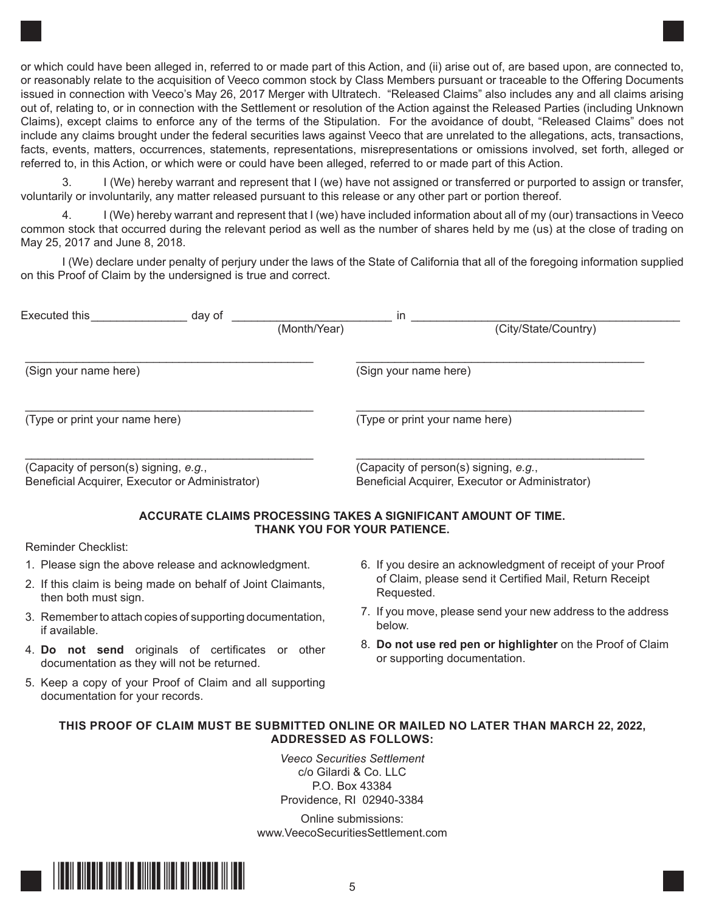or which could have been alleged in, referred to or made part of this Action, and (ii) arise out of, are based upon, are connected to, or reasonably relate to the acquisition of Veeco common stock by Class Members pursuant or traceable to the Offering Documents issued in connection with Veeco's May 26, 2017 Merger with Ultratech. "Released Claims" also includes any and all claims arising out of, relating to, or in connection with the Settlement or resolution of the Action against the Released Parties (including Unknown Claims), except claims to enforce any of the terms of the Stipulation. For the avoidance of doubt, "Released Claims" does not include any claims brought under the federal securities laws against Veeco that are unrelated to the allegations, acts, transactions, facts, events, matters, occurrences, statements, representations, misrepresentations or omissions involved, set forth, alleged or referred to, in this Action, or which were or could have been alleged, referred to or made part of this Action.

3. I (We) hereby warrant and represent that I (we) have not assigned or transferred or purported to assign or transfer, voluntarily or involuntarily, any matter released pursuant to this release or any other part or portion thereof.

4. I (We) hereby warrant and represent that I (we) have included information about all of my (our) transactions in Veeco common stock that occurred during the relevant period as well as the number of shares held by me (us) at the close of trading on May 25, 2017 and June 8, 2018.

I (We) declare under penalty of perjury under the laws of the State of California that all of the foregoing information supplied on this Proof of Claim by the undersigned is true and correct.

Executed this _______________ day of _________________________ in ___________________________________________
(Month/Year) (City/State/Country)

_______________________________________________
(Sign your name here)

_______________________________________________
(Type or print your name here)

_______________________________________________
(Capacity of person(s) signing, *e.g.*, Beneficial Acquirer, Executor or Administrator)

_______________________________________________
(Sign your name here)

_______________________________________________
(Type or print your name here)

_______________________________________________
(Capacity of person(s) signing, *e.g.*, Beneficial Acquirer, Executor or Administrator)

**ACCURATE CLAIMS PROCESSING TAKES A SIGNIFICANT AMOUNT OF TIME.**
**THANK YOU FOR YOUR PATIENCE.**

Reminder Checklist:

1. Please sign the above release and acknowledgment.
2. If this claim is being made on behalf of Joint Claimants, then both must sign.
3. Remember to attach copies of supporting documentation, if available.
4. **Do not send** originals of certificates or other documentation as they will not be returned.
5. Keep a copy of your Proof of Claim and all supporting documentation for your records.
6. If you desire an acknowledgment of receipt of your Proof of Claim, please send it Certified Mail, Return Receipt Requested.
7. If you move, please send your new address to the address below.
8. **Do not use red pen or highlighter** on the Proof of Claim or supporting documentation.

**THIS PROOF OF CLAIM MUST BE SUBMITTED ONLINE OR MAILED NO LATER THAN MARCH 22, 2022, ADDRESSED AS FOLLOWS:**

*Veeco Securities Settlement*
c/o Gilardi & Co. LLC
P.O. Box 43384
Providence, RI 02940-3384

Online submissions:
www.VeecoSecuritiesSettlement.com